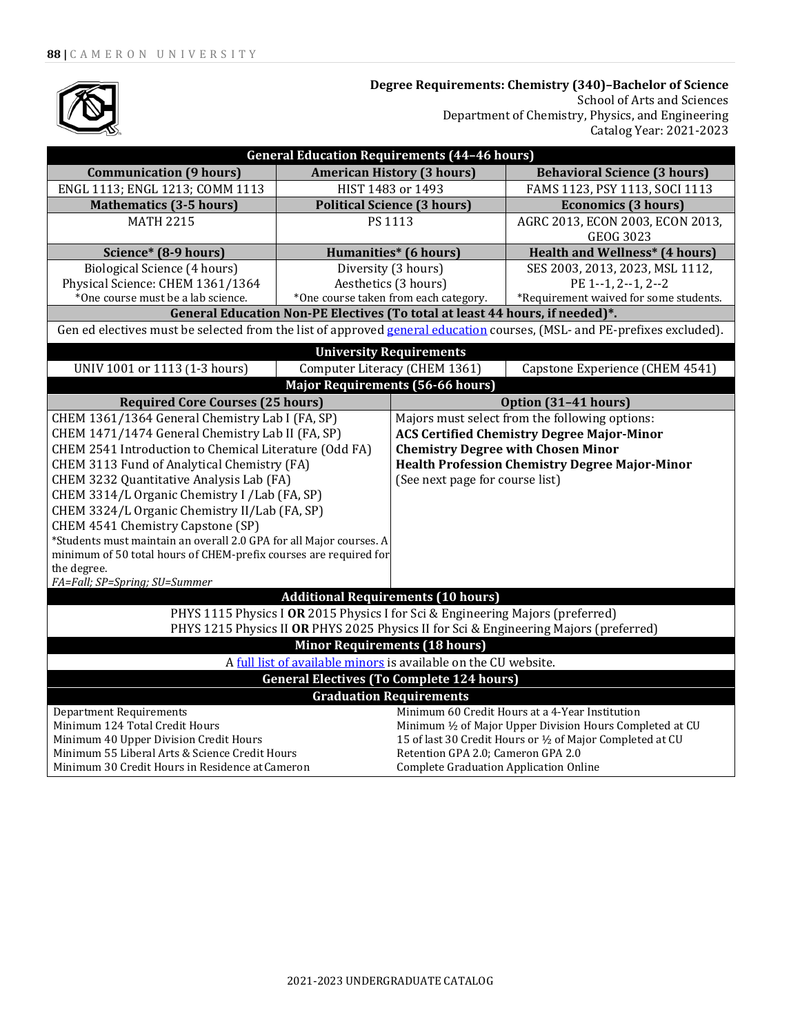## Degree Requirements: Chemistry (340)–Bachelor of Science

School of Arts and Sciences
Department of Chemistry, Physics, and Engineering
Catalog Year: 2021-2023

| General Education Requirements (44–46 hours) | | |
|---|---|---|
| **Communication (9 hours)** | **American History (3 hours)** | **Behavioral Science (3 hours)** |
| ENGL 1113; ENGL 1213; COMM 1113 | HIST 1483 or 1493 | FAMS 1123, PSY 1113, SOCI 1113 |
| **Mathematics (3-5 hours)** | **Political Science (3 hours)** | **Economics (3 hours)** |
| MATH 2215 | PS 1113 | AGRC 2013, ECON 2003, ECON 2013, GEOG 3023 |
| **Science* (8-9 hours)** | **Humanities* (6 hours)** | **Health and Wellness* (4 hours)** |
| Biological Science (4 hours)<br>Physical Science: CHEM 1361/1364<br>*One course must be a lab science. | Diversity (3 hours)<br>Aesthetics (3 hours)<br>*One course taken from each category. | SES 2003, 2013, 2023, MSL 1112, PE 1--1, 2--1, 2--2<br>*Requirement waived for some students. |
| **General Education Non-PE Electives (To total at least 44 hours, if needed)*.** | | |
| Gen ed electives must be selected from the list of approved general education courses, (MSL- and PE-prefixes excluded). | | |

| University Requirements | | |
|---|---|---|
| UNIV 1001 or 1113 (1-3 hours) | Computer Literacy (CHEM 1361) | Capstone Experience (CHEM 4541) |

| Major Requirements (56-66 hours) | |
|---|---|
| **Required Core Courses (25 hours)** | **Option (31–41 hours)** |
| CHEM 1361/1364 General Chemistry Lab I (FA, SP)<br>CHEM 1471/1474 General Chemistry Lab II (FA, SP)<br>CHEM 2541 Introduction to Chemical Literature (Odd FA)<br>CHEM 3113 Fund of Analytical Chemistry (FA)<br>CHEM 3232 Quantitative Analysis Lab (FA)<br>CHEM 3314/L Organic Chemistry I /Lab (FA, SP)<br>CHEM 3324/L Organic Chemistry II/Lab (FA, SP)<br>CHEM 4541 Chemistry Capstone (SP)<br>*Students must maintain an overall 2.0 GPA for all Major courses. A minimum of 50 total hours of CHEM-prefix courses are required for the degree.<br>*FA=Fall; SP=Spring; SU=Summer* | Majors must select from the following options:<br>**ACS Certified Chemistry Degree Major-Minor**<br>**Chemistry Degree with Chosen Minor**<br>**Health Profession Chemistry Degree Major-Minor**<br>(See next page for course list) |

| Additional Requirements (10 hours) |
|---|
| PHYS 1115 Physics I **OR** 2015 Physics I for Sci & Engineering Majors (preferred)<br>PHYS 1215 Physics II **OR** PHYS 2025 Physics II for Sci & Engineering Majors (preferred) |

| Minor Requirements (18 hours) |
|---|
| A full list of available minors is available on the CU website. |

| General Electives (To Complete 124 hours) |
|---|

| Graduation Requirements | |
|---|---|
| Department Requirements<br>Minimum 124 Total Credit Hours<br>Minimum 40 Upper Division Credit Hours<br>Minimum 55 Liberal Arts & Science Credit Hours<br>Minimum 30 Credit Hours in Residence at Cameron | Minimum 60 Credit Hours at a 4-Year Institution<br>Minimum ½ of Major Upper Division Hours Completed at CU<br>15 of last 30 Credit Hours or ½ of Major Completed at CU<br>Retention GPA 2.0; Cameron GPA 2.0<br>Complete Graduation Application Online |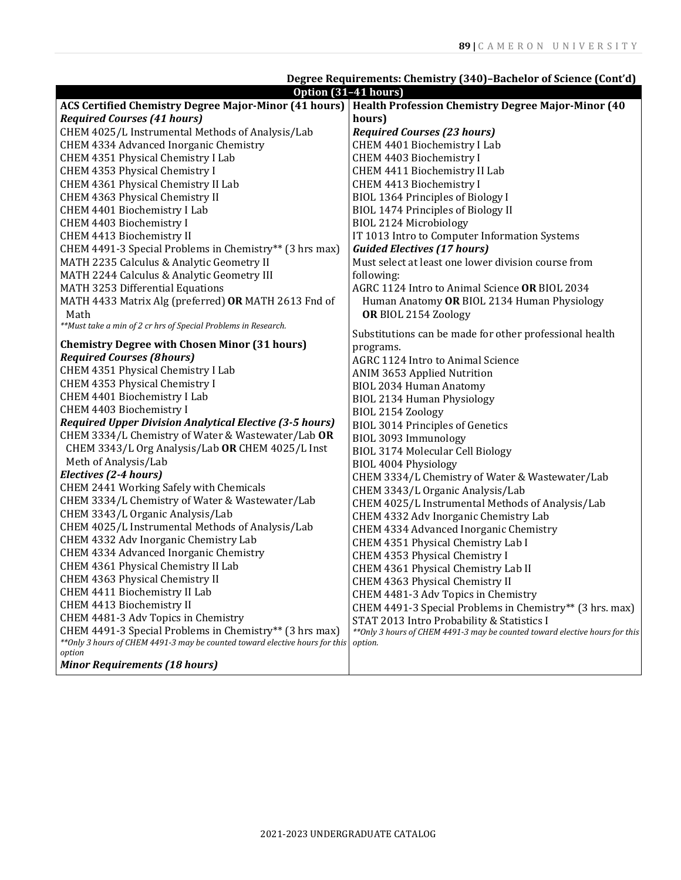## Degree Requirements: Chemistry (340)–Bachelor of Science (Cont'd)

### Option (31–41 hours)

**ACS Certified Chemistry Degree Major-Minor (41 hours)**

***Required Courses (41 hours)***

CHEM 4025/L Instrumental Methods of Analysis/Lab
CHEM 4334 Advanced Inorganic Chemistry
CHEM 4351 Physical Chemistry I Lab
CHEM 4353 Physical Chemistry I
CHEM 4361 Physical Chemistry II Lab
CHEM 4363 Physical Chemistry II
CHEM 4401 Biochemistry I Lab
CHEM 4403 Biochemistry I
CHEM 4413 Biochemistry II
CHEM 4491-3 Special Problems in Chemistry** (3 hrs max)
MATH 2235 Calculus & Analytic Geometry II
MATH 2244 Calculus & Analytic Geometry III
MATH 3253 Differential Equations
MATH 4433 Matrix Alg (preferred) **OR** MATH 2613 Fnd of Math

*\*\*Must take a min of 2 cr hrs of Special Problems in Research.*

**Chemistry Degree with Chosen Minor (31 hours)**

***Required Courses (8hours)***

CHEM 4351 Physical Chemistry I Lab
CHEM 4353 Physical Chemistry I
CHEM 4401 Biochemistry I Lab
CHEM 4403 Biochemistry I

***Required Upper Division Analytical Elective (3-5 hours)***

CHEM 3334/L Chemistry of Water & Wastewater/Lab **OR** CHEM 3343/L Org Analysis/Lab **OR** CHEM 4025/L Inst Meth of Analysis/Lab

***Electives (2-4 hours)***

CHEM 2441 Working Safely with Chemicals
CHEM 3334/L Chemistry of Water & Wastewater/Lab
CHEM 3343/L Organic Analysis/Lab
CHEM 4025/L Instrumental Methods of Analysis/Lab
CHEM 4332 Adv Inorganic Chemistry Lab
CHEM 4334 Advanced Inorganic Chemistry
CHEM 4361 Physical Chemistry II Lab
CHEM 4363 Physical Chemistry II
CHEM 4411 Biochemistry II Lab
CHEM 4413 Biochemistry II
CHEM 4481-3 Adv Topics in Chemistry
CHEM 4491-3 Special Problems in Chemistry** (3 hrs max)

*\*\*Only 3 hours of CHEM 4491-3 may be counted toward elective hours for this option*

***Minor Requirements (18 hours)***

**Health Profession Chemistry Degree Major-Minor (40 hours)**

***Required Courses (23 hours)***

CHEM 4401 Biochemistry I Lab
CHEM 4403 Biochemistry I
CHEM 4411 Biochemistry II Lab
CHEM 4413 Biochemistry I
BIOL 1364 Principles of Biology I
BIOL 1474 Principles of Biology II
BIOL 2124 Microbiology
IT 1013 Intro to Computer Information Systems

***Guided Electives (17 hours)***

Must select at least one lower division course from following:
AGRC 1124 Intro to Animal Science **OR** BIOL 2034 Human Anatomy **OR** BIOL 2134 Human Physiology **OR** BIOL 2154 Zoology

Substitutions can be made for other professional health programs.

AGRC 1124 Intro to Animal Science
ANIM 3653 Applied Nutrition
BIOL 2034 Human Anatomy
BIOL 2134 Human Physiology
BIOL 2154 Zoology
BIOL 3014 Principles of Genetics
BIOL 3093 Immunology
BIOL 3174 Molecular Cell Biology
BIOL 4004 Physiology
CHEM 3334/L Chemistry of Water & Wastewater/Lab
CHEM 3343/L Organic Analysis/Lab
CHEM 4025/L Instrumental Methods of Analysis/Lab
CHEM 4332 Adv Inorganic Chemistry Lab
CHEM 4334 Advanced Inorganic Chemistry
CHEM 4351 Physical Chemistry Lab I
CHEM 4353 Physical Chemistry I
CHEM 4361 Physical Chemistry Lab II
CHEM 4363 Physical Chemistry II
CHEM 4481-3 Adv Topics in Chemistry
CHEM 4491-3 Special Problems in Chemistry** (3 hrs. max)
STAT 2013 Intro Probability & Statistics I

*\*\*Only 3 hours of CHEM 4491-3 may be counted toward elective hours for this option.*